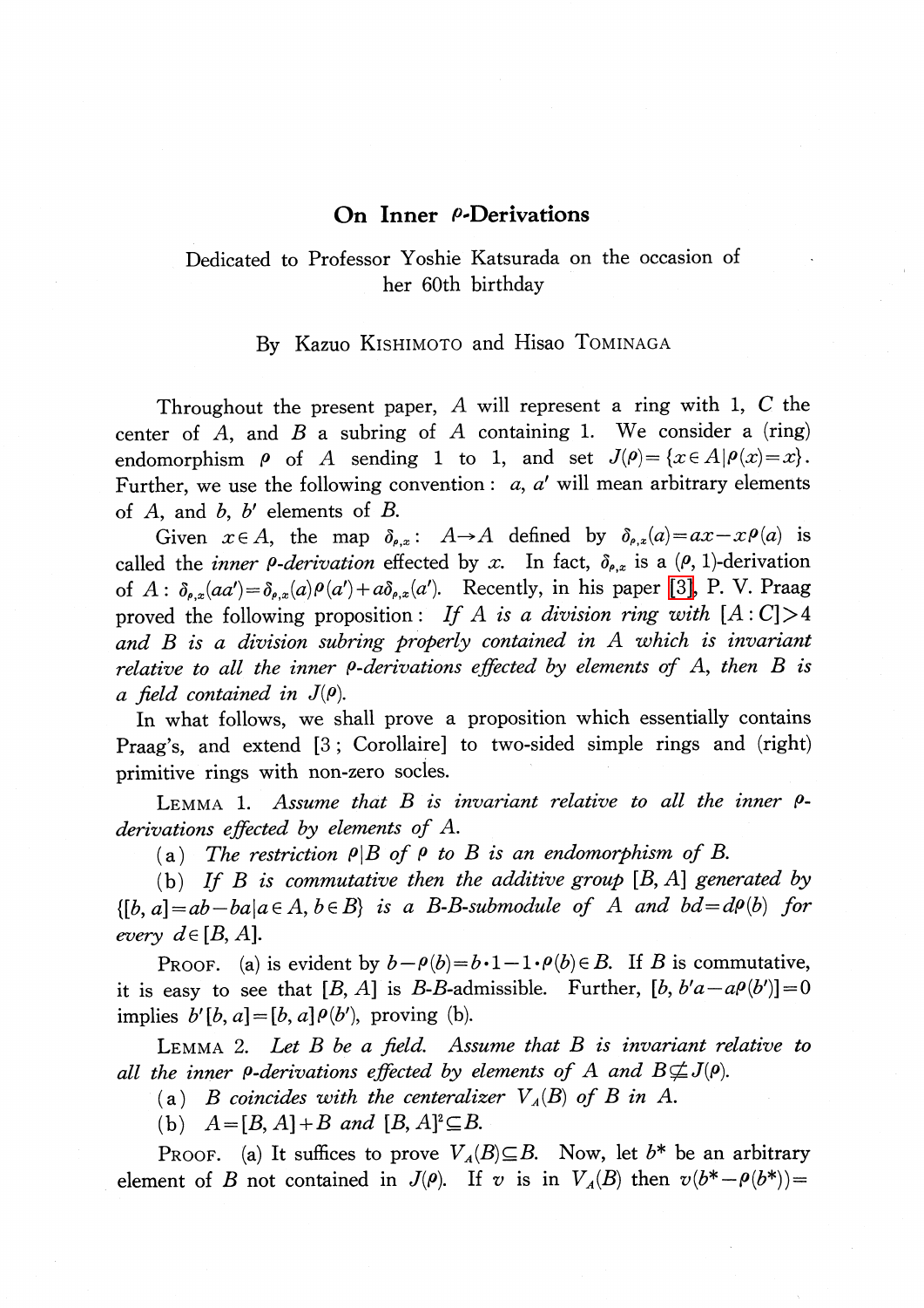# On Inner $\rho$-Derivations

Dedicated to Professor Yoshie Katsurada on the occasion of her 60th birthday

By Kazuo KISHIMOTO and Hisao TOMINAGA

Throughout the present paper, $A$ will represent a ring with 1, $C$ the center of $A$, and $B$ a subring of $A$ containing 1. We consider a (ring) endomorphism $\rho$ of $A$ sending 1 to 1, and set $J(\rho)=\{x\in A \mid \rho(x)=x\}$. Further, we use the following convention: $a$, $a'$ will mean arbitrary elements of $A$, and $b$, $b'$ elements of $B$.

Given $x\in A$, the map $\delta_{\rho,x}$: $A\to A$ defined by $\delta_{\rho,x}(a)=ax-x\rho(a)$ is called the *inner $\rho$-derivation* effected by $x$. In fact, $\delta_{\rho,x}$ is a $(\rho, 1)$-derivation of $A$: $\delta_{\rho,x}(aa')=\delta_{\rho,x}(a)\rho(a')+a\delta_{\rho,x}(a')$. Recently, in his paper [3], P. V. Praag proved the following proposition: *If $A$ is a division ring with $[A:C]>4$ and $B$ is a division subring properly contained in $A$ which is invariant relative to all the inner $\rho$-derivations effected by elements of $A$, then $B$ is a field contained in $J(\rho)$.*

In what follows, we shall prove a proposition which essentially contains Praag's, and extend [3; Corollaire] to two-sided simple rings and (right) primitive rings with non-zero socles.

LEMMA 1. *Assume that $B$ is invariant relative to all the inner $\rho$-derivations effected by elements of $A$.*

(a) *The restriction $\rho|B$ of $\rho$ to $B$ is an endomorphism of $B$.*

(b) *If $B$ is commutative then the additive group $[B, A]$ generated by $\{[b, a]=ab-ba \mid a\in A, b\in B\}$ is a $B$-$B$-submodule of $A$ and $bd=d\rho(b)$ for every $d\in[B, A]$.*

PROOF. (a) is evident by $b-\rho(b)=b\cdot 1-1\cdot\rho(b)\in B$. If $B$ is commutative, it is easy to see that $[B, A]$ is $B$-$B$-admissible. Further, $[b, b'a-a\rho(b')]=0$ implies $b'[b, a]=[b, a]\rho(b')$, proving (b).

LEMMA 2. *Let $B$ be a field. Assume that $B$ is invariant relative to all the inner $\rho$-derivations effected by elements of $A$ and $B\not\subseteq J(\rho)$.*

(a) *$B$ coincides with the centeralizer $V_A(B)$ of $B$ in $A$.*

(b) *$A=[B, A]+B$ and $[B, A]^2\subseteq B$.*

PROOF. (a) It suffices to prove $V_A(B)\subseteq B$. Now, let $b^*$ be an arbitrary element of $B$ not contained in $J(\rho)$. If $v$ is in $V_A(B)$ then $v(b^*-\rho(b^*))=$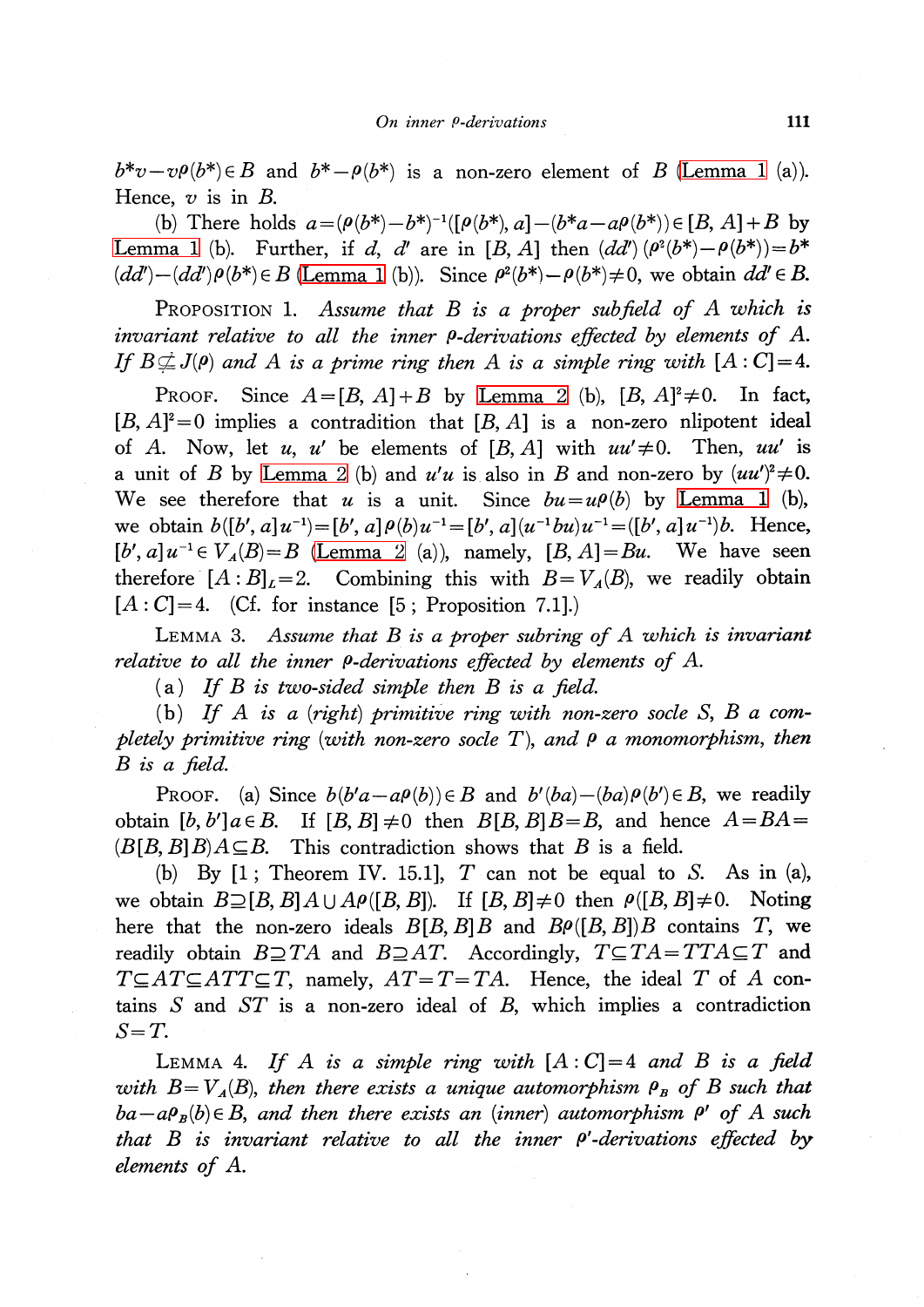$b^*v - v\rho(b^*) \in B$ and $b^* - \rho(b^*)$ is a non-zero element of $B$ (Lemma 1 (a)). Hence, $v$ is in $B$.

(b) There holds $a = (\rho(b^*) - b^*)^{-1}([\rho(b^*), a] - (b^*a - a\rho(b^*))) \in [B, A] + B$ by Lemma 1 (b). Further, if $d$, $d'$ are in $[B, A]$ then $(dd')(\rho^2(b^*) - \rho(b^*)) = b^*(dd') - (dd')\rho(b^*) \in B$ (Lemma 1 (b)). Since $\rho^2(b^*) - \rho(b^*) \neq 0$, we obtain $dd' \in B$.

Proposition 1. *Assume that $B$ is a proper subfield of $A$ which is invariant relative to all the inner $\rho$-derivations effected by elements of $A$. If $B \not\subseteq J(\rho)$ and $A$ is a prime ring then $A$ is a simple ring with $[A:C] = 4$.*

Proof. Since $A = [B, A] + B$ by Lemma 2 (b), $[B, A]^2 \neq 0$. In fact, $[B, A]^2 = 0$ implies a contradiction that $[B, A]$ is a non-zero nlipotent ideal of $A$. Now, let $u$, $u'$ be elements of $[B, A]$ with $uu' \neq 0$. Then, $uu'$ is a unit of $B$ by Lemma 2 (b) and $u'u$ is also in $B$ and non-zero by $(uu')^2 \neq 0$. We see therefore that $u$ is a unit. Since $bu = u\rho(b)$ by Lemma 1 (b), we obtain $b([b', a]u^{-1}) = [b', a]\rho(b)u^{-1} = [b', a](u^{-1}bu)u^{-1} = ([b', a]u^{-1})b$. Hence, $[b', a]u^{-1} \in V_A(B) = B$ (Lemma 2 (a)), namely, $[B, A] = Bu$. We have seen therefore $[A:B]_L = 2$. Combining this with $B = V_A(B)$, we readily obtain $[A:C] = 4$. (Cf. for instance [5; Proposition 7.1].)

Lemma 3. *Assume that $B$ is a proper subring of $A$ which is invariant relative to all the inner $\rho$-derivations effected by elements of $A$.*

(a) *If $B$ is two-sided simple then $B$ is a field.*

(b) *If $A$ is a (right) primitive ring with non-zero socle $S$, $B$ a completely primitive ring (with non-zero socle $T$), and $\rho$ a monomorphism, then $B$ is a field.*

Proof. (a) Since $b(b'a - a\rho(b)) \in B$ and $b'(ba) - (ba)\rho(b') \in B$, we readily obtain $[b, b']a \in B$. If $[B, B] \neq 0$ then $B[B, B]B = B$, and hence $A = BA = (B[B, B]B)A \subseteq B$. This contradiction shows that $B$ is a field.

(b) By [1; Theorem IV. 15.1], $T$ can not be equal to $S$. As in (a), we obtain $B \supseteq [B, B]A \cup A\rho([B, B])$. If $[B, B] \neq 0$ then $\rho([B, B] \neq 0$. Noting here that the non-zero ideals $B[B, B]B$ and $B\rho([B, B])B$ contains $T$, we readily obtain $B \supseteq TA$ and $B \supseteq AT$. Accordingly, $T \subseteq TA = TTA \subseteq T$ and $T \subseteq AT \subseteq ATT \subseteq T$, namely, $AT = T = TA$. Hence, the ideal $T$ of $A$ contains $S$ and $ST$ is a non-zero ideal of $B$, which implies a contradiction $S = T$.

Lemma 4. *If $A$ is a simple ring with $[A:C] = 4$ and $B$ is a field with $B = V_A(B)$, then there exists a unique automorphism $\rho_B$ of $B$ such that $ba - a\rho_B(b) \in B$, and then there exists an (inner) automorphism $\rho'$ of $A$ such that $B$ is invariant relative to all the inner $\rho'$-derivations effected by elements of $A$.*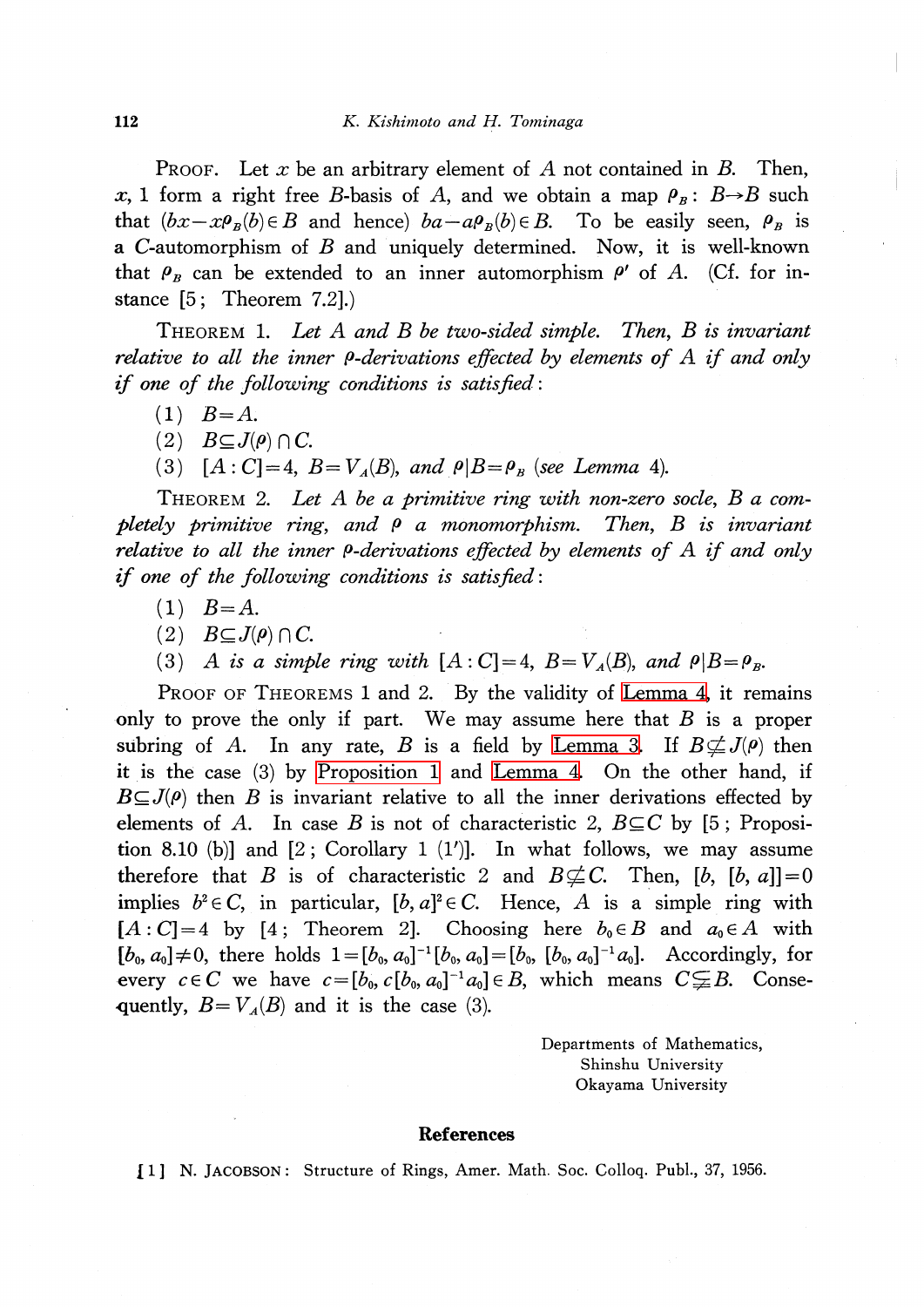PROOF. Let $x$ be an arbitrary element of $A$ not contained in $B$. Then, $x$, 1 form a right free $B$-basis of $A$, and we obtain a map $\rho_B$: $B \to B$ such that $(bx - x\rho_B(b) \in B$ and hence) $ba - a\rho_B(b) \in B$. To be easily seen, $\rho_B$ is a $C$-automorphism of $B$ and uniquely determined. Now, it is well-known that $\rho_B$ can be extended to an inner automorphism $\rho'$ of $A$. (Cf. for instance [5; Theorem 7.2].)

THEOREM 1. *Let $A$ and $B$ be two-sided simple. Then, $B$ is invariant relative to all the inner $\rho$-derivations effected by elements of $A$ if and only if one of the following conditions is satisfied*:

(1) $B = A$.

(2) $B \subseteq J(\rho) \cap C$.

(3) $[A:C] = 4$, $B = V_A(B)$, *and* $\rho | B = \rho_B$ (*see Lemma* 4).

THEOREM 2. *Let $A$ be a primitive ring with non-zero socle, $B$ a completely primitive ring, and $\rho$ a monomorphism. Then, $B$ is invariant relative to all the inner $\rho$-derivations effected by elements of $A$ if and only if one of the following conditions is satisfied*:

(1) $B = A$.

(2) $B \subseteq J(\rho) \cap C$.

(3) *$A$ is a simple ring with* $[A:C] = 4$, $B = V_A(B)$, *and* $\rho | B = \rho_B$.

PROOF OF THEOREMS 1 and 2. By the validity of Lemma 4, it remains only to prove the only if part. We may assume here that $B$ is a proper subring of $A$. In any rate, $B$ is a field by Lemma 3. If $B \not\subseteq J(\rho)$ then it is the case (3) by Proposition 1 and Lemma 4. On the other hand, if $B \subseteq J(\rho)$ then $B$ is invariant relative to all the inner derivations effected by elements of $A$. In case $B$ is not of characteristic 2, $B \subseteq C$ by [5; Proposition 8.10 (b)] and [2; Corollary 1 (1')]. In what follows, we may assume therefore that $B$ is of characteristic 2 and $B \not\subseteq C$. Then, $[b, [b, a]] = 0$ implies $b^2 \in C$, in particular, $[b, a]^2 \in C$. Hence, $A$ is a simple ring with $[A:C] = 4$ by [4; Theorem 2]. Choosing here $b_0 \in B$ and $a_0 \in A$ with $[b_0, a_0] \neq 0$, there holds $1 = [b_0, a_0]^{-1}[b_0, a_0] = [b_0, [b_0, a_0]^{-1}a_0]$. Accordingly, for every $c \in C$ we have $c = [b_0, c[b_0, a_0]^{-1}a_0] \in B$, which means $C \subsetneqq B$. Consequently, $B = V_A(B)$ and it is the case (3).

Departments of Mathematics,
Shinshu University
Okayama University

## References

[1] N. JACOBSON: Structure of Rings, Amer. Math. Soc. Colloq. Publ., 37, 1956.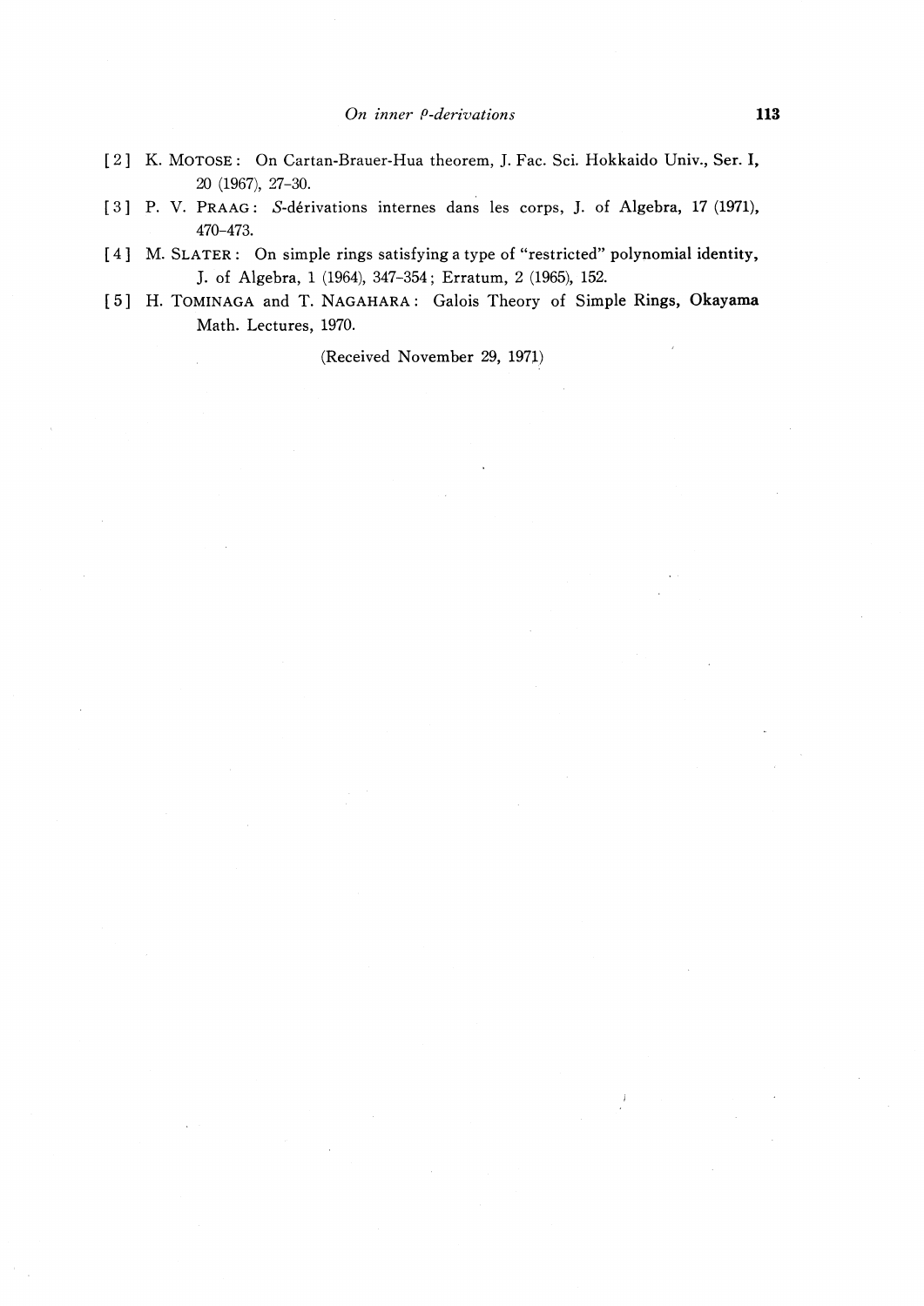[2] K. MOTOSE: On Cartan-Brauer-Hua theorem, J. Fac. Sci. Hokkaido Univ., Ser. I, 20 (1967), 27–30.

[3] P. V. PRAAG: $S$-dérivations internes dans les corps, J. of Algebra, 17 (1971), 470–473.

[4] M. SLATER: On simple rings satisfying a type of "restricted" polynomial identity, J. of Algebra, 1 (1964), 347–354; Erratum, 2 (1965), 152.

[5] H. TOMINAGA and T. NAGAHARA: Galois Theory of Simple Rings, Okayama Math. Lectures, 1970.

(Received November 29, 1971)